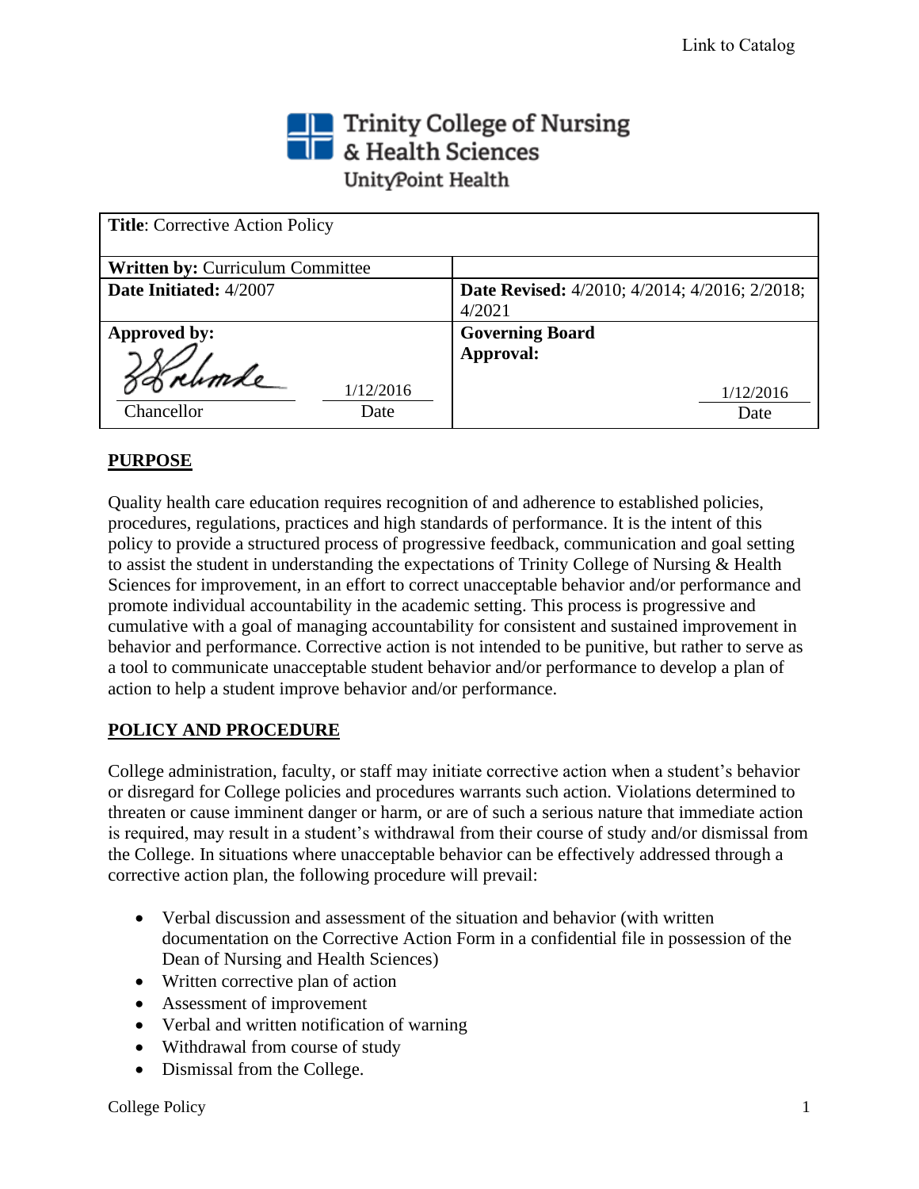Link to Catalog

Trinity College of Nursing & Health Sciences
UnityPoint Health

| **Title**: Corrective Action Policy | |
|---|---|
| **Written by:** Curriculum Committee | |
| **Date Initiated:** 4/2007 | **Date Revised:** 4/2010; 4/2014; 4/2016; 2/2018; 4/2021 |
| **Approved by:** Chancellor 1/12/2016 Date | **Governing Board Approval:** 1/12/2016 Date |

## PURPOSE

Quality health care education requires recognition of and adherence to established policies, procedures, regulations, practices and high standards of performance. It is the intent of this policy to provide a structured process of progressive feedback, communication and goal setting to assist the student in understanding the expectations of Trinity College of Nursing & Health Sciences for improvement, in an effort to correct unacceptable behavior and/or performance and promote individual accountability in the academic setting. This process is progressive and cumulative with a goal of managing accountability for consistent and sustained improvement in behavior and performance. Corrective action is not intended to be punitive, but rather to serve as a tool to communicate unacceptable student behavior and/or performance to develop a plan of action to help a student improve behavior and/or performance.

## POLICY AND PROCEDURE

College administration, faculty, or staff may initiate corrective action when a student's behavior or disregard for College policies and procedures warrants such action. Violations determined to threaten or cause imminent danger or harm, or are of such a serious nature that immediate action is required, may result in a student's withdrawal from their course of study and/or dismissal from the College. In situations where unacceptable behavior can be effectively addressed through a corrective action plan, the following procedure will prevail:

- Verbal discussion and assessment of the situation and behavior (with written documentation on the Corrective Action Form in a confidential file in possession of the Dean of Nursing and Health Sciences)
- Written corrective plan of action
- Assessment of improvement
- Verbal and written notification of warning
- Withdrawal from course of study
- Dismissal from the College.

College Policy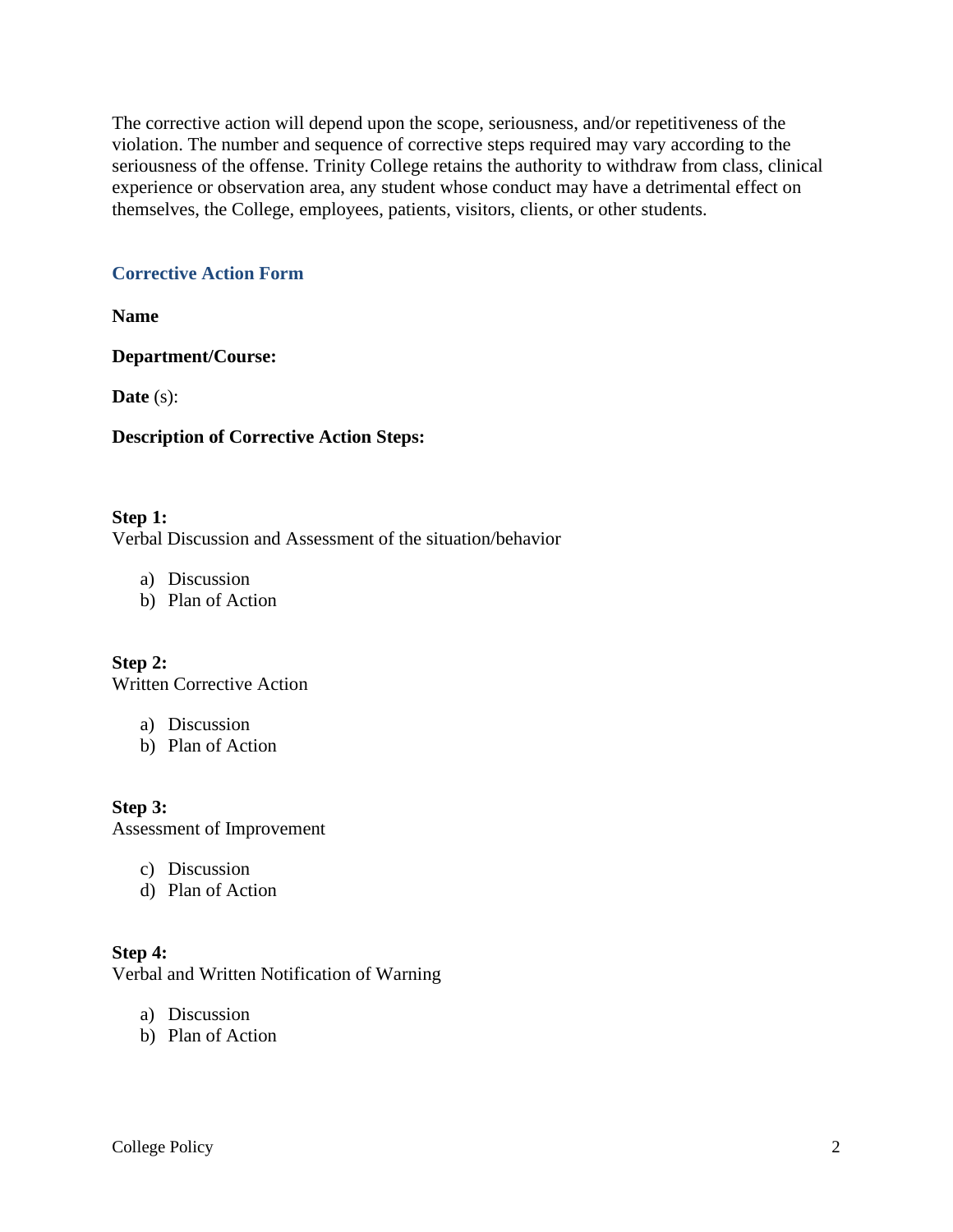The corrective action will depend upon the scope, seriousness, and/or repetitiveness of the violation. The number and sequence of corrective steps required may vary according to the seriousness of the offense. Trinity College retains the authority to withdraw from class, clinical experience or observation area, any student whose conduct may have a detrimental effect on themselves, the College, employees, patients, visitors, clients, or other students.

## Corrective Action Form

**Name**

**Department/Course:**

**Date** (s):

**Description of Corrective Action Steps:**

**Step 1:**
Verbal Discussion and Assessment of the situation/behavior

a) Discussion
b) Plan of Action

**Step 2:**
Written Corrective Action

a) Discussion
b) Plan of Action

**Step 3:**
Assessment of Improvement

c) Discussion
d) Plan of Action

**Step 4:**
Verbal and Written Notification of Warning

a) Discussion
b) Plan of Action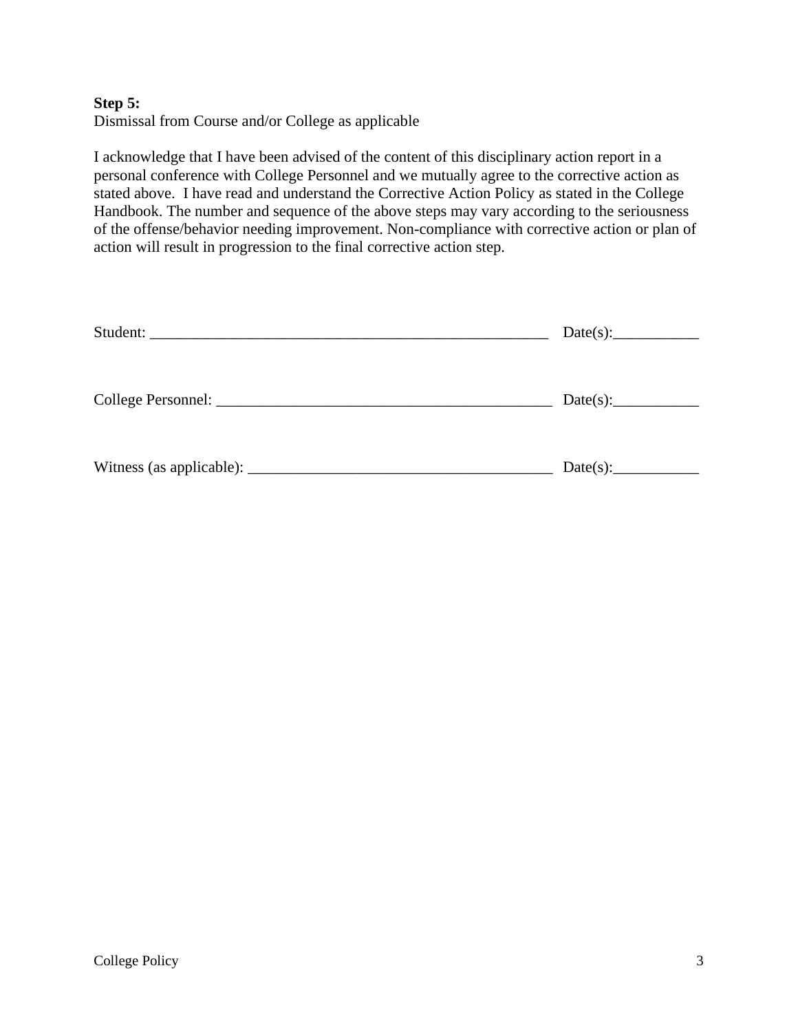**Step 5:**
Dismissal from Course and/or College as applicable

I acknowledge that I have been advised of the content of this disciplinary action report in a personal conference with College Personnel and we mutually agree to the corrective action as stated above. I have read and understand the Corrective Action Policy as stated in the College Handbook. The number and sequence of the above steps may vary according to the seriousness of the offense/behavior needing improvement. Non-compliance with corrective action or plan of action will result in progression to the final corrective action step.

Student: _____________________________________________________ Date(s):___________

College Personnel: ____________________________________________ Date(s):___________

Witness (as applicable): _______________________________________ Date(s):___________